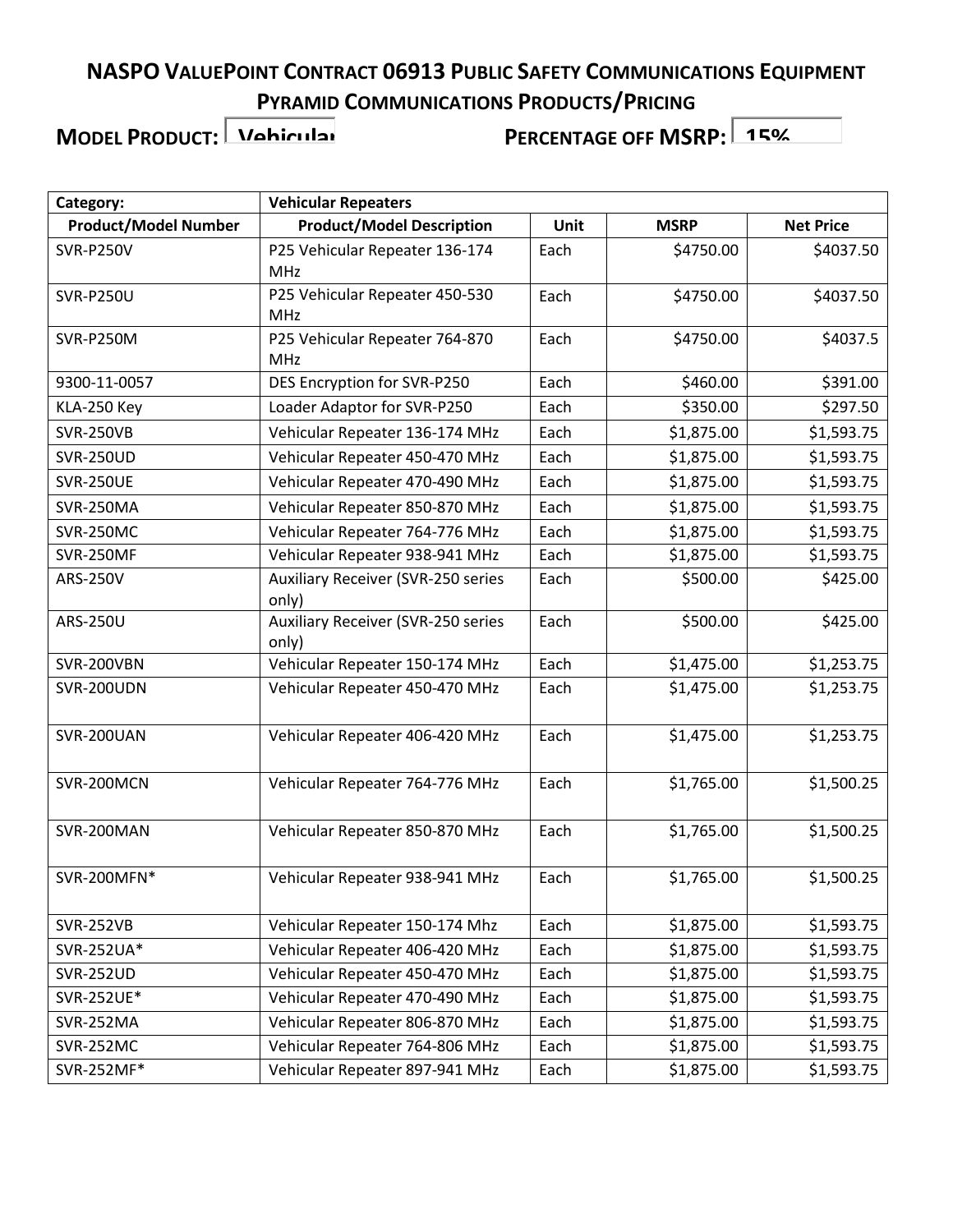# NASPO ValuePoint Contract 06913 Public Safety Communications Equipment

## Pyramid Communications Products/Pricing

**Model Product:** Vehicular **Percentage off MSRP:** 15%

| Category: | Vehicular Repeaters | | | |
|---|---|---|---|---|
| **Product/Model Number** | **Product/Model Description** | **Unit** | **MSRP** | **Net Price** |
| SVR-P250V | P25 Vehicular Repeater 136-174 MHz | Each | $4750.00 | $4037.50 |
| SVR-P250U | P25 Vehicular Repeater 450-530 MHz | Each | $4750.00 | $4037.50 |
| SVR-P250M | P25 Vehicular Repeater 764-870 MHz | Each | $4750.00 | $4037.5 |
| 9300-11-0057 | DES Encryption for SVR-P250 | Each | $460.00 | $391.00 |
| KLA-250 Key | Loader Adaptor for SVR-P250 | Each | $350.00 | $297.50 |
| SVR-250VB | Vehicular Repeater 136-174 MHz | Each | $1,875.00 | $1,593.75 |
| SVR-250UD | Vehicular Repeater 450-470 MHz | Each | $1,875.00 | $1,593.75 |
| SVR-250UE | Vehicular Repeater 470-490 MHz | Each | $1,875.00 | $1,593.75 |
| SVR-250MA | Vehicular Repeater 850-870 MHz | Each | $1,875.00 | $1,593.75 |
| SVR-250MC | Vehicular Repeater 764-776 MHz | Each | $1,875.00 | $1,593.75 |
| SVR-250MF | Vehicular Repeater 938-941 MHz | Each | $1,875.00 | $1,593.75 |
| ARS-250V | Auxiliary Receiver (SVR-250 series only) | Each | $500.00 | $425.00 |
| ARS-250U | Auxiliary Receiver (SVR-250 series only) | Each | $500.00 | $425.00 |
| SVR-200VBN | Vehicular Repeater 150-174 MHz | Each | $1,475.00 | $1,253.75 |
| SVR-200UDN | Vehicular Repeater 450-470 MHz | Each | $1,475.00 | $1,253.75 |
| SVR-200UAN | Vehicular Repeater 406-420 MHz | Each | $1,475.00 | $1,253.75 |
| SVR-200MCN | Vehicular Repeater 764-776 MHz | Each | $1,765.00 | $1,500.25 |
| SVR-200MAN | Vehicular Repeater 850-870 MHz | Each | $1,765.00 | $1,500.25 |
| SVR-200MFN* | Vehicular Repeater 938-941 MHz | Each | $1,765.00 | $1,500.25 |
| SVR-252VB | Vehicular Repeater 150-174 Mhz | Each | $1,875.00 | $1,593.75 |
| SVR-252UA* | Vehicular Repeater 406-420 MHz | Each | $1,875.00 | $1,593.75 |
| SVR-252UD | Vehicular Repeater 450-470 MHz | Each | $1,875.00 | $1,593.75 |
| SVR-252UE* | Vehicular Repeater 470-490 MHz | Each | $1,875.00 | $1,593.75 |
| SVR-252MA | Vehicular Repeater 806-870 MHz | Each | $1,875.00 | $1,593.75 |
| SVR-252MC | Vehicular Repeater 764-806 MHz | Each | $1,875.00 | $1,593.75 |
| SVR-252MF* | Vehicular Repeater 897-941 MHz | Each | $1,875.00 | $1,593.75 |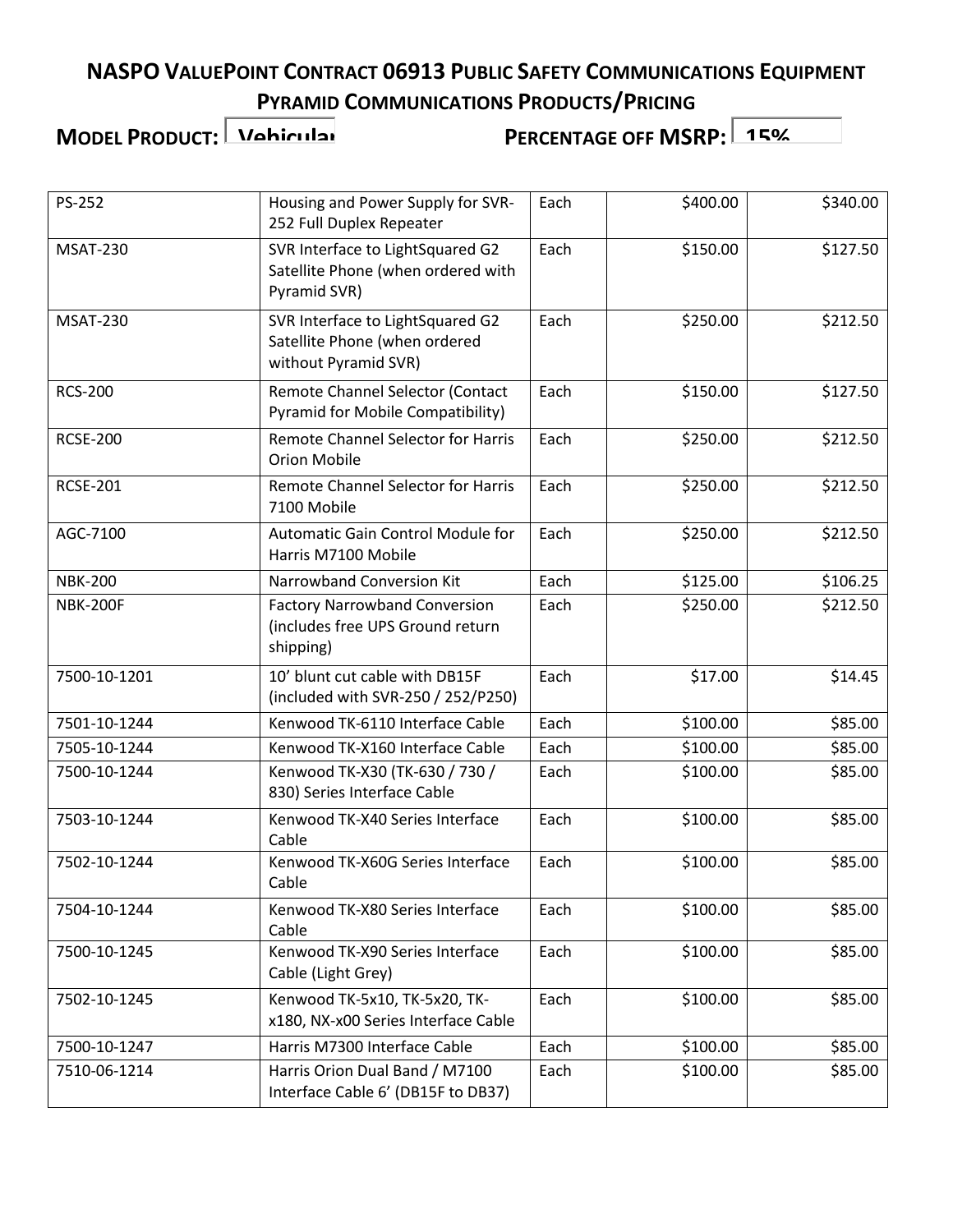## NASPO VALUEPOINT CONTRACT 06913 PUBLIC SAFETY COMMUNICATIONS EQUIPMENT PYRAMID COMMUNICATIONS PRODUCTS/PRICING

**MODEL PRODUCT:** Vehicular **PERCENTAGE OFF MSRP:** 15%

| | | | | |
|---|---|---|---|---|
| PS-252 | Housing and Power Supply for SVR-252 Full Duplex Repeater | Each | $400.00 | $340.00 |
| MSAT-230 | SVR Interface to LightSquared G2 Satellite Phone (when ordered with Pyramid SVR) | Each | $150.00 | $127.50 |
| MSAT-230 | SVR Interface to LightSquared G2 Satellite Phone (when ordered without Pyramid SVR) | Each | $250.00 | $212.50 |
| RCS-200 | Remote Channel Selector (Contact Pyramid for Mobile Compatibility) | Each | $150.00 | $127.50 |
| RCSE-200 | Remote Channel Selector for Harris Orion Mobile | Each | $250.00 | $212.50 |
| RCSE-201 | Remote Channel Selector for Harris 7100 Mobile | Each | $250.00 | $212.50 |
| AGC-7100 | Automatic Gain Control Module for Harris M7100 Mobile | Each | $250.00 | $212.50 |
| NBK-200 | Narrowband Conversion Kit | Each | $125.00 | $106.25 |
| NBK-200F | Factory Narrowband Conversion (includes free UPS Ground return shipping) | Each | $250.00 | $212.50 |
| 7500-10-1201 | 10' blunt cut cable with DB15F (included with SVR-250 / 252/P250) | Each | $17.00 | $14.45 |
| 7501-10-1244 | Kenwood TK-6110 Interface Cable | Each | $100.00 | $85.00 |
| 7505-10-1244 | Kenwood TK-X160 Interface Cable | Each | $100.00 | $85.00 |
| 7500-10-1244 | Kenwood TK-X30 (TK-630 / 730 / 830) Series Interface Cable | Each | $100.00 | $85.00 |
| 7503-10-1244 | Kenwood TK-X40 Series Interface Cable | Each | $100.00 | $85.00 |
| 7502-10-1244 | Kenwood TK-X60G Series Interface Cable | Each | $100.00 | $85.00 |
| 7504-10-1244 | Kenwood TK-X80 Series Interface Cable | Each | $100.00 | $85.00 |
| 7500-10-1245 | Kenwood TK-X90 Series Interface Cable (Light Grey) | Each | $100.00 | $85.00 |
| 7502-10-1245 | Kenwood TK-5x10, TK-5x20, TK-x180, NX-x00 Series Interface Cable | Each | $100.00 | $85.00 |
| 7500-10-1247 | Harris M7300 Interface Cable | Each | $100.00 | $85.00 |
| 7510-06-1214 | Harris Orion Dual Band / M7100 Interface Cable 6' (DB15F to DB37) | Each | $100.00 | $85.00 |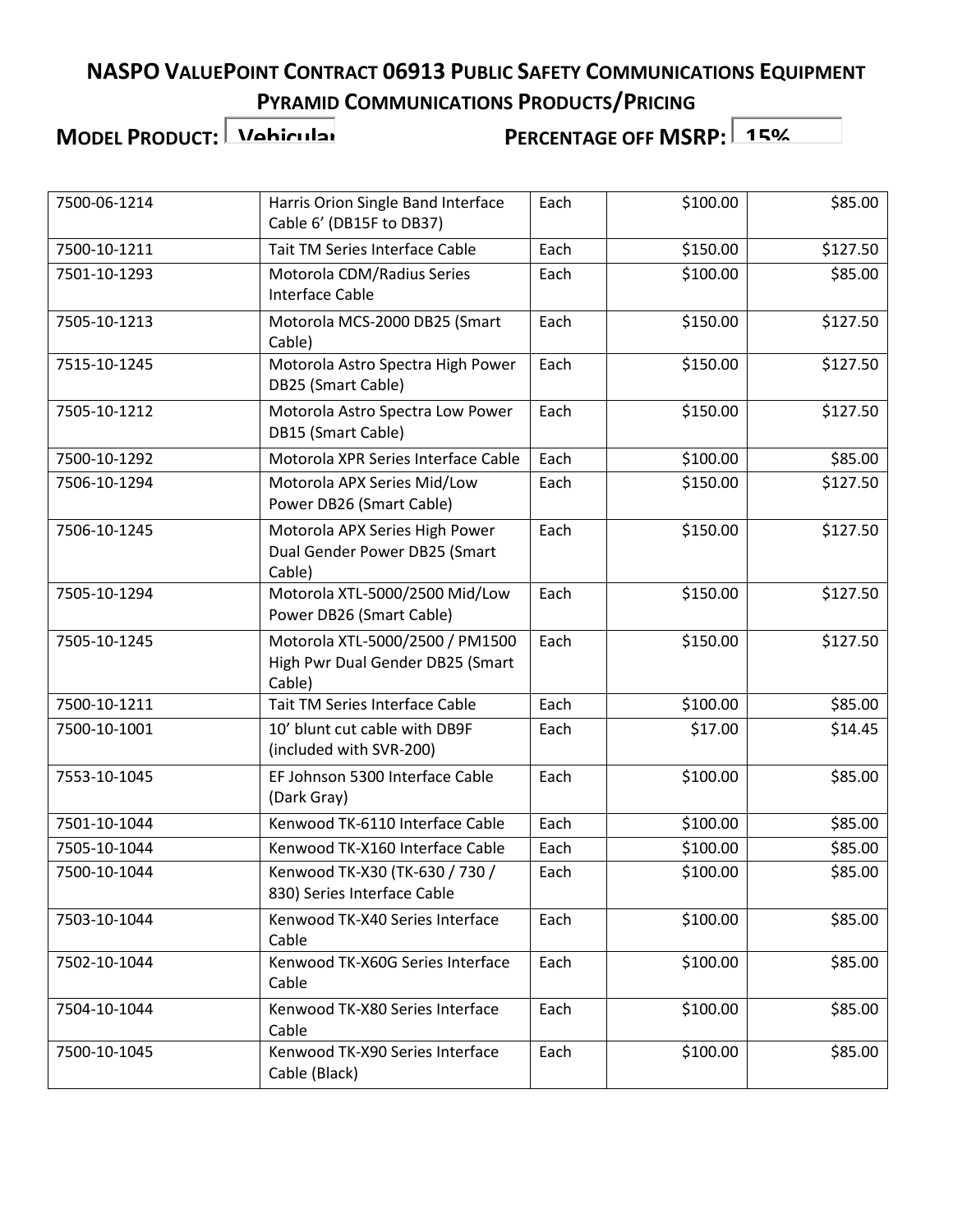# NASPO ValuePoint Contract 06913 Public Safety Communications Equipment

## Pyramid Communications Products/Pricing

**Model Product:** Vehicular **Percentage off MSRP:** 15%

| | | | | |
|---|---|---|---|---|
| 7500-06-1214 | Harris Orion Single Band Interface Cable 6' (DB15F to DB37) | Each | $100.00 | $85.00 |
| 7500-10-1211 | Tait TM Series Interface Cable | Each | $150.00 | $127.50 |
| 7501-10-1293 | Motorola CDM/Radius Series Interface Cable | Each | $100.00 | $85.00 |
| 7505-10-1213 | Motorola MCS-2000 DB25 (Smart Cable) | Each | $150.00 | $127.50 |
| 7515-10-1245 | Motorola Astro Spectra High Power DB25 (Smart Cable) | Each | $150.00 | $127.50 |
| 7505-10-1212 | Motorola Astro Spectra Low Power DB15 (Smart Cable) | Each | $150.00 | $127.50 |
| 7500-10-1292 | Motorola XPR Series Interface Cable | Each | $100.00 | $85.00 |
| 7506-10-1294 | Motorola APX Series Mid/Low Power DB26 (Smart Cable) | Each | $150.00 | $127.50 |
| 7506-10-1245 | Motorola APX Series High Power Dual Gender Power DB25 (Smart Cable) | Each | $150.00 | $127.50 |
| 7505-10-1294 | Motorola XTL-5000/2500 Mid/Low Power DB26 (Smart Cable) | Each | $150.00 | $127.50 |
| 7505-10-1245 | Motorola XTL-5000/2500 / PM1500 High Pwr Dual Gender DB25 (Smart Cable) | Each | $150.00 | $127.50 |
| 7500-10-1211 | Tait TM Series Interface Cable | Each | $100.00 | $85.00 |
| 7500-10-1001 | 10' blunt cut cable with DB9F (included with SVR-200) | Each | $17.00 | $14.45 |
| 7553-10-1045 | EF Johnson 5300 Interface Cable (Dark Gray) | Each | $100.00 | $85.00 |
| 7501-10-1044 | Kenwood TK-6110 Interface Cable | Each | $100.00 | $85.00 |
| 7505-10-1044 | Kenwood TK-X160 Interface Cable | Each | $100.00 | $85.00 |
| 7500-10-1044 | Kenwood TK-X30 (TK-630 / 730 / 830) Series Interface Cable | Each | $100.00 | $85.00 |
| 7503-10-1044 | Kenwood TK-X40 Series Interface Cable | Each | $100.00 | $85.00 |
| 7502-10-1044 | Kenwood TK-X60G Series Interface Cable | Each | $100.00 | $85.00 |
| 7504-10-1044 | Kenwood TK-X80 Series Interface Cable | Each | $100.00 | $85.00 |
| 7500-10-1045 | Kenwood TK-X90 Series Interface Cable (Black) | Each | $100.00 | $85.00 |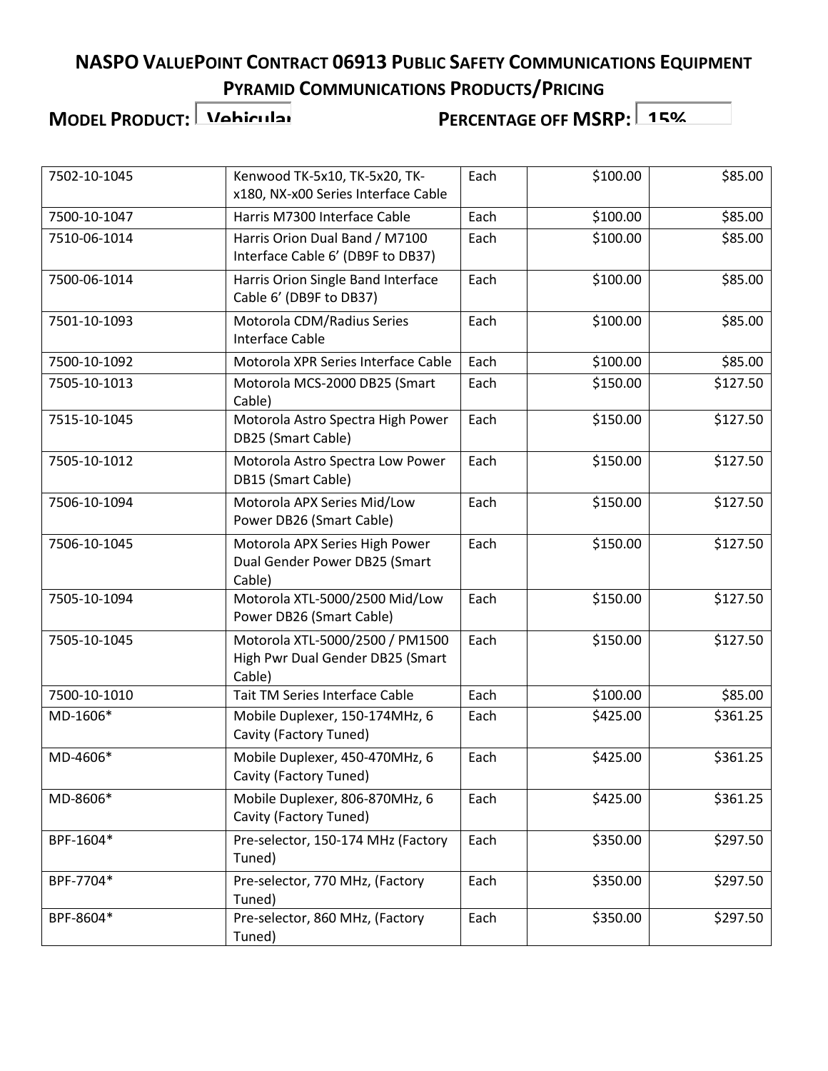# NASPO ValuePoint Contract 06913 Public Safety Communications Equipment

## Pyramid Communications Products/Pricing

**Model Product:** Vehicular **Percentage off MSRP:** 15%

| | | | | |
|---|---|---|---|---|
| 7502-10-1045 | Kenwood TK-5x10, TK-5x20, TK-x180, NX-x00 Series Interface Cable | Each | $100.00 | $85.00 |
| 7500-10-1047 | Harris M7300 Interface Cable | Each | $100.00 | $85.00 |
| 7510-06-1014 | Harris Orion Dual Band / M7100 Interface Cable 6' (DB9F to DB37) | Each | $100.00 | $85.00 |
| 7500-06-1014 | Harris Orion Single Band Interface Cable 6' (DB9F to DB37) | Each | $100.00 | $85.00 |
| 7501-10-1093 | Motorola CDM/Radius Series Interface Cable | Each | $100.00 | $85.00 |
| 7500-10-1092 | Motorola XPR Series Interface Cable | Each | $100.00 | $85.00 |
| 7505-10-1013 | Motorola MCS-2000 DB25 (Smart Cable) | Each | $150.00 | $127.50 |
| 7515-10-1045 | Motorola Astro Spectra High Power DB25 (Smart Cable) | Each | $150.00 | $127.50 |
| 7505-10-1012 | Motorola Astro Spectra Low Power DB15 (Smart Cable) | Each | $150.00 | $127.50 |
| 7506-10-1094 | Motorola APX Series Mid/Low Power DB26 (Smart Cable) | Each | $150.00 | $127.50 |
| 7506-10-1045 | Motorola APX Series High Power Dual Gender Power DB25 (Smart Cable) | Each | $150.00 | $127.50 |
| 7505-10-1094 | Motorola XTL-5000/2500 Mid/Low Power DB26 (Smart Cable) | Each | $150.00 | $127.50 |
| 7505-10-1045 | Motorola XTL-5000/2500 / PM1500 High Pwr Dual Gender DB25 (Smart Cable) | Each | $150.00 | $127.50 |
| 7500-10-1010 | Tait TM Series Interface Cable | Each | $100.00 | $85.00 |
| MD-1606* | Mobile Duplexer, 150-174MHz, 6 Cavity (Factory Tuned) | Each | $425.00 | $361.25 |
| MD-4606* | Mobile Duplexer, 450-470MHz, 6 Cavity (Factory Tuned) | Each | $425.00 | $361.25 |
| MD-8606* | Mobile Duplexer, 806-870MHz, 6 Cavity (Factory Tuned) | Each | $425.00 | $361.25 |
| BPF-1604* | Pre-selector, 150-174 MHz (Factory Tuned) | Each | $350.00 | $297.50 |
| BPF-7704* | Pre-selector, 770 MHz, (Factory Tuned) | Each | $350.00 | $297.50 |
| BPF-8604* | Pre-selector, 860 MHz, (Factory Tuned) | Each | $350.00 | $297.50 |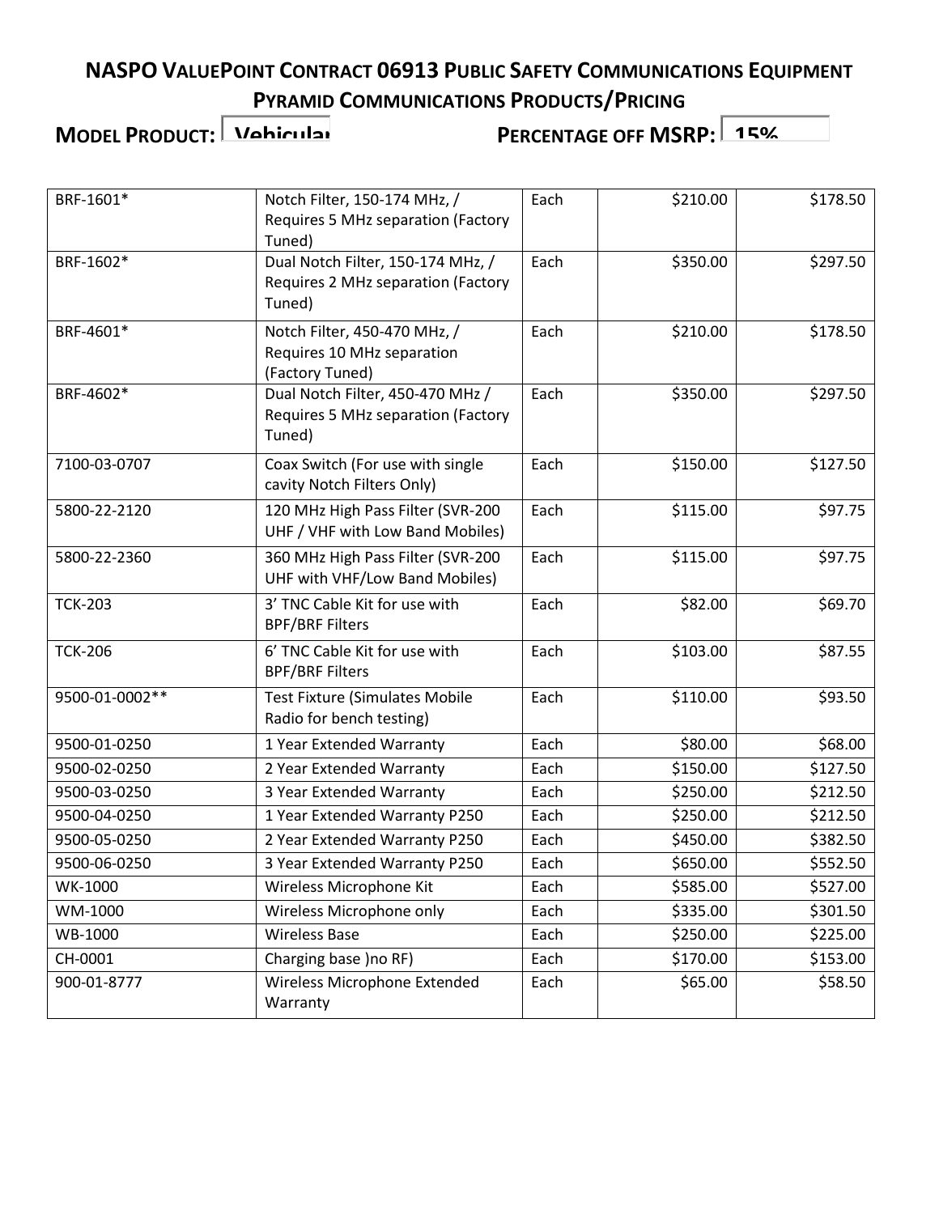# NASPO ValuePoint Contract 06913 Public Safety Communications Equipment

## Pyramid Communications Products/Pricing

**Model Product:** Vehicular **Percentage off MSRP:** 15%

| | | | | |
|---|---|---|---|---|
| BRF-1601* | Notch Filter, 150-174 MHz, / Requires 5 MHz separation (Factory Tuned) | Each | $210.00 | $178.50 |
| BRF-1602* | Dual Notch Filter, 150-174 MHz, / Requires 2 MHz separation (Factory Tuned) | Each | $350.00 | $297.50 |
| BRF-4601* | Notch Filter, 450-470 MHz, / Requires 10 MHz separation (Factory Tuned) | Each | $210.00 | $178.50 |
| BRF-4602* | Dual Notch Filter, 450-470 MHz / Requires 5 MHz separation (Factory Tuned) | Each | $350.00 | $297.50 |
| 7100-03-0707 | Coax Switch (For use with single cavity Notch Filters Only) | Each | $150.00 | $127.50 |
| 5800-22-2120 | 120 MHz High Pass Filter (SVR-200 UHF / VHF with Low Band Mobiles) | Each | $115.00 | $97.75 |
| 5800-22-2360 | 360 MHz High Pass Filter (SVR-200 UHF with VHF/Low Band Mobiles) | Each | $115.00 | $97.75 |
| TCK-203 | 3' TNC Cable Kit for use with BPF/BRF Filters | Each | $82.00 | $69.70 |
| TCK-206 | 6' TNC Cable Kit for use with BPF/BRF Filters | Each | $103.00 | $87.55 |
| 9500-01-0002** | Test Fixture (Simulates Mobile Radio for bench testing) | Each | $110.00 | $93.50 |
| 9500-01-0250 | 1 Year Extended Warranty | Each | $80.00 | $68.00 |
| 9500-02-0250 | 2 Year Extended Warranty | Each | $150.00 | $127.50 |
| 9500-03-0250 | 3 Year Extended Warranty | Each | $250.00 | $212.50 |
| 9500-04-0250 | 1 Year Extended Warranty P250 | Each | $250.00 | $212.50 |
| 9500-05-0250 | 2 Year Extended Warranty P250 | Each | $450.00 | $382.50 |
| 9500-06-0250 | 3 Year Extended Warranty P250 | Each | $650.00 | $552.50 |
| WK-1000 | Wireless Microphone Kit | Each | $585.00 | $527.00 |
| WM-1000 | Wireless Microphone only | Each | $335.00 | $301.50 |
| WB-1000 | Wireless Base | Each | $250.00 | $225.00 |
| CH-0001 | Charging base )no RF) | Each | $170.00 | $153.00 |
| 900-01-8777 | Wireless Microphone Extended Warranty | Each | $65.00 | $58.50 |